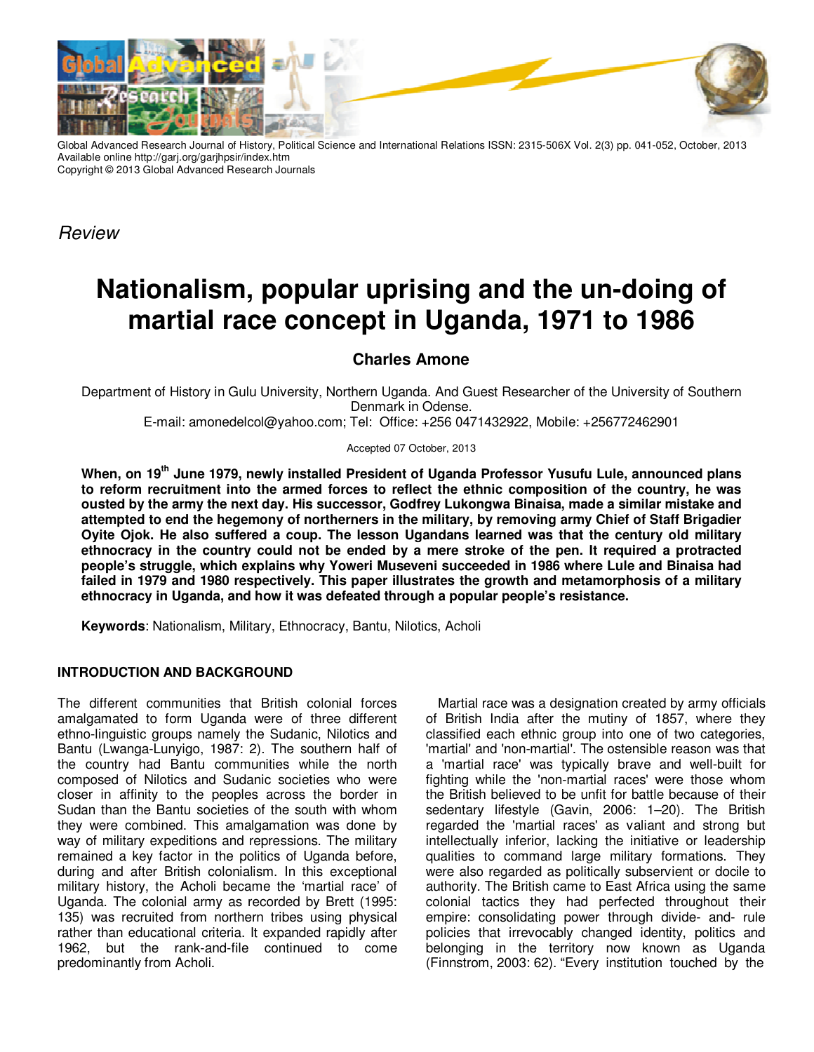*Review*

# Nationalism, popular uprising and the un-doing of martial race concept in Uganda, 1971 to 1986

**Charles Amone**

Department of History in Gulu University, Northern Uganda. And Guest Researcher of the University of Southern Denmark in Odense.
E-mail: amonedelcol@yahoo.com; Tel: Office: +256 0471432922, Mobile: +256772462901

Accepted 07 October, 2013

**When, on 19th June 1979, newly installed President of Uganda Professor Yusufu Lule, announced plans to reform recruitment into the armed forces to reflect the ethnic composition of the country, he was ousted by the army the next day. His successor, Godfrey Lukongwa Binaisa, made a similar mistake and attempted to end the hegemony of northerners in the military, by removing army Chief of Staff Brigadier Oyite Ojok. He also suffered a coup. The lesson Ugandans learned was that the century old military ethnocracy in the country could not be ended by a mere stroke of the pen. It required a protracted people's struggle, which explains why Yoweri Museveni succeeded in 1986 where Lule and Binaisa had failed in 1979 and 1980 respectively. This paper illustrates the growth and metamorphosis of a military ethnocracy in Uganda, and how it was defeated through a popular people's resistance.**

**Keywords**: Nationalism, Military, Ethnocracy, Bantu, Nilotics, Acholi

## INTRODUCTION AND BACKGROUND

The different communities that British colonial forces amalgamated to form Uganda were of three different ethno-linguistic groups namely the Sudanic, Nilotics and Bantu (Lwanga-Lunyigo, 1987: 2). The southern half of the country had Bantu communities while the north composed of Nilotics and Sudanic societies who were closer in affinity to the peoples across the border in Sudan than the Bantu societies of the south with whom they were combined. This amalgamation was done by way of military expeditions and repressions. The military remained a key factor in the politics of Uganda before, during and after British colonialism. In this exceptional military history, the Acholi became the 'martial race' of Uganda. The colonial army as recorded by Brett (1995: 135) was recruited from northern tribes using physical rather than educational criteria. It expanded rapidly after 1962, but the rank-and-file continued to come predominantly from Acholi.

Martial race was a designation created by army officials of British India after the mutiny of 1857, where they classified each ethnic group into one of two categories, 'martial' and 'non-martial'. The ostensible reason was that a 'martial race' was typically brave and well-built for fighting while the 'non-martial races' were those whom the British believed to be unfit for battle because of their sedentary lifestyle (Gavin, 2006: 1–20). The British regarded the 'martial races' as valiant and strong but intellectually inferior, lacking the initiative or leadership qualities to command large military formations. They were also regarded as politically subservient or docile to authority. The British came to East Africa using the same colonial tactics they had perfected throughout their empire: consolidating power through divide- and- rule policies that irrevocably changed identity, politics and belonging in the territory now known as Uganda (Finnstrom, 2003: 62). "Every institution touched by the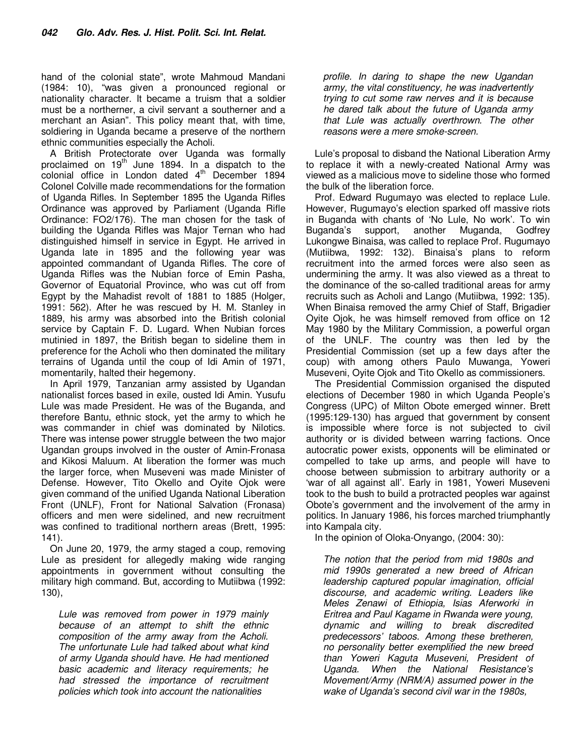hand of the colonial state", wrote Mahmoud Mandani (1984: 10), "was given a pronounced regional or nationality character. It became a truism that a soldier must be a northerner, a civil servant a southerner and a merchant an Asian". This policy meant that, with time, soldiering in Uganda became a preserve of the northern ethnic communities especially the Acholi.

A British Protectorate over Uganda was formally proclaimed on 19th June 1894. In a dispatch to the colonial office in London dated 4th December 1894 Colonel Colville made recommendations for the formation of Uganda Rifles. In September 1895 the Uganda Rifles Ordinance was approved by Parliament (Uganda Rifle Ordinance: FO2/176). The man chosen for the task of building the Uganda Rifles was Major Ternan who had distinguished himself in service in Egypt. He arrived in Uganda late in 1895 and the following year was appointed commandant of Uganda Rifles. The core of Uganda Rifles was the Nubian force of Emin Pasha, Governor of Equatorial Province, who was cut off from Egypt by the Mahadist revolt of 1881 to 1885 (Holger, 1991: 562). After he was rescued by H. M. Stanley in 1889, his army was absorbed into the British colonial service by Captain F. D. Lugard. When Nubian forces mutinied in 1897, the British began to sideline them in preference for the Acholi who then dominated the military terrains of Uganda until the coup of Idi Amin of 1971, momentarily, halted their hegemony.

In April 1979, Tanzanian army assisted by Ugandan nationalist forces based in exile, ousted Idi Amin. Yusufu Lule was made President. He was of the Buganda, and therefore Bantu, ethnic stock, yet the army to which he was commander in chief was dominated by Nilotics. There was intense power struggle between the two major Ugandan groups involved in the ouster of Amin-Fronasa and Kikosi Maluum. At liberation the former was much the larger force, when Museveni was made Minister of Defense. However, Tito Okello and Oyite Ojok were given command of the unified Uganda National Liberation Front (UNLF), Front for National Salvation (Fronasa) officers and men were sidelined, and new recruitment was confined to traditional northern areas (Brett, 1995: 141).

On June 20, 1979, the army staged a coup, removing Lule as president for allegedly making wide ranging appointments in government without consulting the military high command. But, according to Mutiibwa (1992: 130),

> *Lule was removed from power in 1979 mainly because of an attempt to shift the ethnic composition of the army away from the Acholi. The unfortunate Lule had talked about what kind of army Uganda should have. He had mentioned basic academic and literacy requirements; he had stressed the importance of recruitment policies which took into account the nationalities profile. In daring to shape the new Ugandan army, the vital constituency, he was inadvertently trying to cut some raw nerves and it is because he dared talk about the future of Uganda army that Lule was actually overthrown. The other reasons were a mere smoke-screen.*

Lule's proposal to disband the National Liberation Army to replace it with a newly-created National Army was viewed as a malicious move to sideline those who formed the bulk of the liberation force.

Prof. Edward Rugumayo was elected to replace Lule. However, Rugumayo's election sparked off massive riots in Buganda with chants of 'No Lule, No work'. To win Buganda's support, another Muganda, Godfrey Lukongwe Binaisa, was called to replace Prof. Rugumayo (Mutiibwa, 1992: 132). Binaisa's plans to reform recruitment into the armed forces were also seen as undermining the army. It was also viewed as a threat to the dominance of the so-called traditional areas for army recruits such as Acholi and Lango (Mutiibwa, 1992: 135). When Binaisa removed the army Chief of Staff, Brigadier Oyite Ojok, he was himself removed from office on 12 May 1980 by the Military Commission, a powerful organ of the UNLF. The country was then led by the Presidential Commission (set up a few days after the coup) with among others Paulo Muwanga, Yoweri Museveni, Oyite Ojok and Tito Okello as commissioners.

The Presidential Commission organised the disputed elections of December 1980 in which Uganda People's Congress (UPC) of Milton Obote emerged winner. Brett (1995:129-130) has argued that government by consent is impossible where force is not subjected to civil authority or is divided between warring factions. Once autocratic power exists, opponents will be eliminated or compelled to take up arms, and people will have to choose between submission to arbitrary authority or a 'war of all against all'. Early in 1981, Yoweri Museveni took to the bush to build a protracted peoples war against Obote's government and the involvement of the army in politics. In January 1986, his forces marched triumphantly into Kampala city.

In the opinion of Oloka-Onyango, (2004: 30):

> *The notion that the period from mid 1980s and mid 1990s generated a new breed of African leadership captured popular imagination, official discourse, and academic writing. Leaders like Meles Zenawi of Ethiopia, Isias Aferworki in Eritrea and Paul Kagame in Rwanda were young, dynamic and willing to break discredited predecessors' taboos. Among these bretheren, no personality better exemplified the new breed than Yoweri Kaguta Museveni, President of Uganda. When the National Resistance's Movement/Army (NRM/A) assumed power in the wake of Uganda's second civil war in the 1980s,*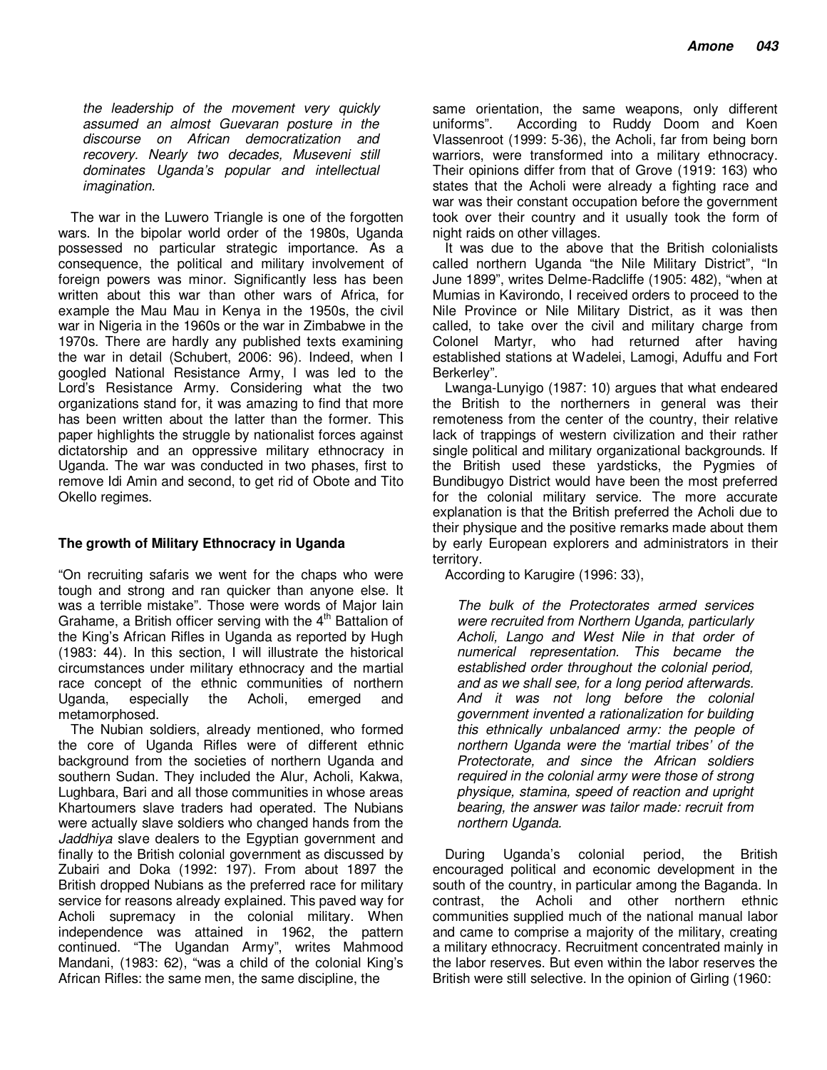*the leadership of the movement very quickly assumed an almost Guevaran posture in the discourse on African democratization and recovery. Nearly two decades, Museveni still dominates Uganda's popular and intellectual imagination.*

The war in the Luwero Triangle is one of the forgotten wars. In the bipolar world order of the 1980s, Uganda possessed no particular strategic importance. As a consequence, the political and military involvement of foreign powers was minor. Significantly less has been written about this war than other wars of Africa, for example the Mau Mau in Kenya in the 1950s, the civil war in Nigeria in the 1960s or the war in Zimbabwe in the 1970s. There are hardly any published texts examining the war in detail (Schubert, 2006: 96). Indeed, when I googled National Resistance Army, I was led to the Lord's Resistance Army. Considering what the two organizations stand for, it was amazing to find that more has been written about the latter than the former. This paper highlights the struggle by nationalist forces against dictatorship and an oppressive military ethnocracy in Uganda. The war was conducted in two phases, first to remove Idi Amin and second, to get rid of Obote and Tito Okello regimes.

## The growth of Military Ethnocracy in Uganda

"On recruiting safaris we went for the chaps who were tough and strong and ran quicker than anyone else. It was a terrible mistake". Those were words of Major Iain Grahame, a British officer serving with the 4th Battalion of the King's African Rifles in Uganda as reported by Hugh (1983: 44). In this section, I will illustrate the historical circumstances under military ethnocracy and the martial race concept of the ethnic communities of northern Uganda, especially the Acholi, emerged and metamorphosed.

The Nubian soldiers, already mentioned, who formed the core of Uganda Rifles were of different ethnic background from the societies of northern Uganda and southern Sudan. They included the Alur, Acholi, Kakwa, Lughbara, Bari and all those communities in whose areas Khartoumers slave traders had operated. The Nubians were actually slave soldiers who changed hands from the *Jaddhiya* slave dealers to the Egyptian government and finally to the British colonial government as discussed by Zubairi and Doka (1992: 197). From about 1897 the British dropped Nubians as the preferred race for military service for reasons already explained. This paved way for Acholi supremacy in the colonial military. When independence was attained in 1962, the pattern continued. "The Ugandan Army", writes Mahmood Mandani, (1983: 62), "was a child of the colonial King's African Rifles: the same men, the same discipline, the same orientation, the same weapons, only different uniforms". According to Ruddy Doom and Koen Vlassenroot (1999: 5-36), the Acholi, far from being born warriors, were transformed into a military ethnocracy. Their opinions differ from that of Grove (1919: 163) who states that the Acholi were already a fighting race and war was their constant occupation before the government took over their country and it usually took the form of night raids on other villages.

It was due to the above that the British colonialists called northern Uganda "the Nile Military District", "In June 1899", writes Delme-Radcliffe (1905: 482), "when at Mumias in Kavirondo, I received orders to proceed to the Nile Province or Nile Military District, as it was then called, to take over the civil and military charge from Colonel Martyr, who had returned after having established stations at Wadelei, Lamogi, Aduffu and Fort Berkerley".

Lwanga-Lunyigo (1987: 10) argues that what endeared the British to the northerners in general was their remoteness from the center of the country, their relative lack of trappings of western civilization and their rather single political and military organizational backgrounds. If the British used these yardsticks, the Pygmies of Bundibugyo District would have been the most preferred for the colonial military service. The more accurate explanation is that the British preferred the Acholi due to their physique and the positive remarks made about them by early European explorers and administrators in their territory.

According to Karugire (1996: 33),

> *The bulk of the Protectorates armed services were recruited from Northern Uganda, particularly Acholi, Lango and West Nile in that order of numerical representation. This became the established order throughout the colonial period, and as we shall see, for a long period afterwards. And it was not long before the colonial government invented a rationalization for building this ethnically unbalanced army: the people of northern Uganda were the 'martial tribes' of the Protectorate, and since the African soldiers required in the colonial army were those of strong physique, stamina, speed of reaction and upright bearing, the answer was tailor made: recruit from northern Uganda.*

During Uganda's colonial period, the British encouraged political and economic development in the south of the country, in particular among the Baganda. In contrast, the Acholi and other northern ethnic communities supplied much of the national manual labor and came to comprise a majority of the military, creating a military ethnocracy. Recruitment concentrated mainly in the labor reserves. But even within the labor reserves the British were still selective. In the opinion of Girling (1960: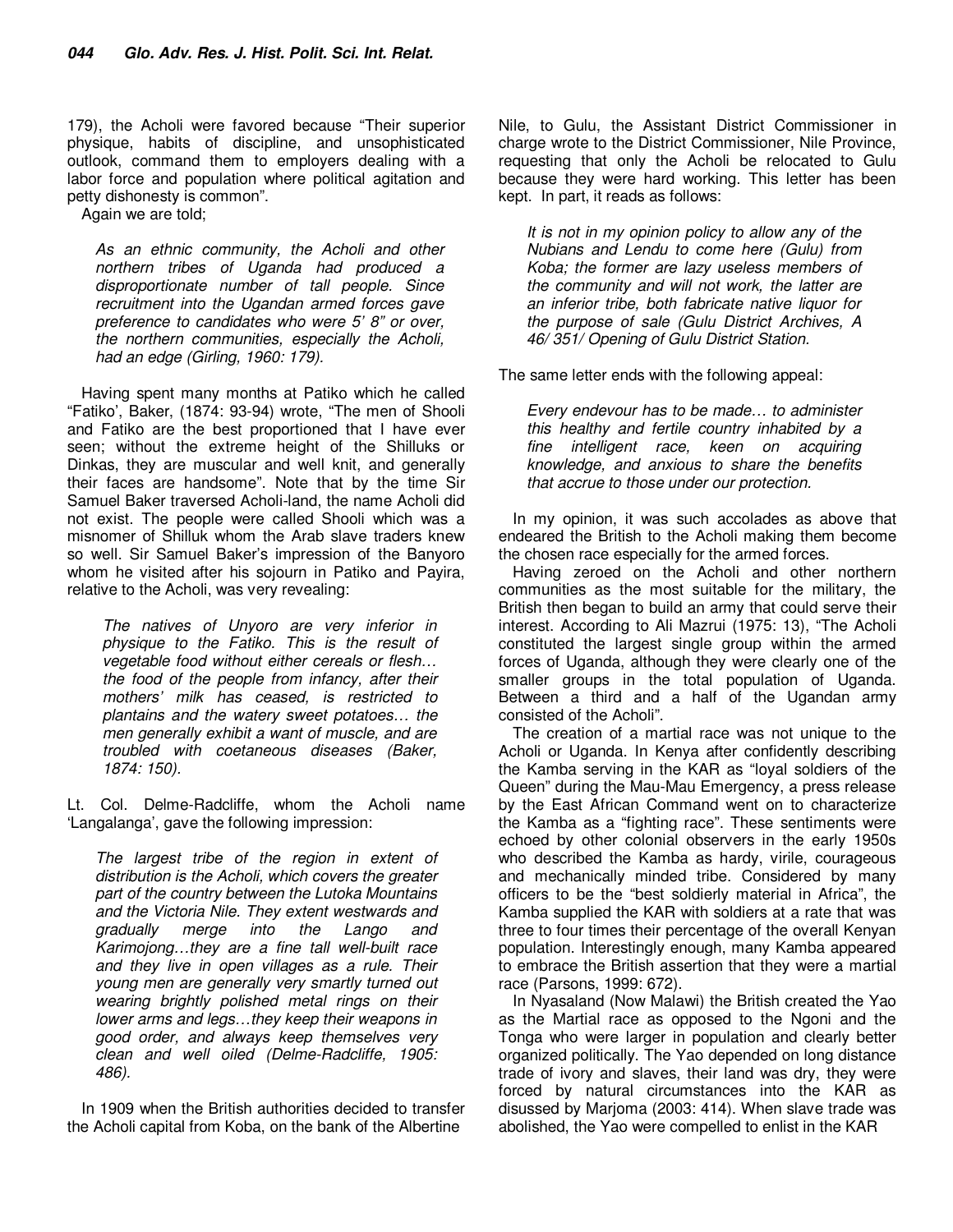179), the Acholi were favored because "Their superior physique, habits of discipline, and unsophisticated outlook, command them to employers dealing with a labor force and population where political agitation and petty dishonesty is common".

Again we are told;

> *As an ethnic community, the Acholi and other northern tribes of Uganda had produced a disproportionate number of tall people. Since recruitment into the Ugandan armed forces gave preference to candidates who were 5' 8" or over, the northern communities, especially the Acholi, had an edge (Girling, 1960: 179).*

Having spent many months at Patiko which he called "Fatiko', Baker, (1874: 93-94) wrote, "The men of Shooli and Fatiko are the best proportioned that I have ever seen; without the extreme height of the Shilluks or Dinkas, they are muscular and well knit, and generally their faces are handsome". Note that by the time Sir Samuel Baker traversed Acholi-land, the name Acholi did not exist. The people were called Shooli which was a misnomer of Shilluk whom the Arab slave traders knew so well. Sir Samuel Baker's impression of the Banyoro whom he visited after his sojourn in Patiko and Payira, relative to the Acholi, was very revealing:

> *The natives of Unyoro are very inferior in physique to the Fatiko. This is the result of vegetable food without either cereals or flesh… the food of the people from infancy, after their mothers' milk has ceased, is restricted to plantains and the watery sweet potatoes… the men generally exhibit a want of muscle, and are troubled with coetaneous diseases (Baker, 1874: 150).*

Lt. Col. Delme-Radcliffe, whom the Acholi name 'Langalanga', gave the following impression:

> *The largest tribe of the region in extent of distribution is the Acholi, which covers the greater part of the country between the Lutoka Mountains and the Victoria Nile. They extent westwards and gradually merge into the Lango and Karimojong…they are a fine tall well-built race and they live in open villages as a rule. Their young men are generally very smartly turned out wearing brightly polished metal rings on their lower arms and legs…they keep their weapons in good order, and always keep themselves very clean and well oiled (Delme-Radcliffe, 1905: 486).*

In 1909 when the British authorities decided to transfer the Acholi capital from Koba, on the bank of the Albertine Nile, to Gulu, the Assistant District Commissioner in charge wrote to the District Commissioner, Nile Province, requesting that only the Acholi be relocated to Gulu because they were hard working. This letter has been kept. In part, it reads as follows:

> *It is not in my opinion policy to allow any of the Nubians and Lendu to come here (Gulu) from Koba; the former are lazy useless members of the community and will not work, the latter are an inferior tribe, both fabricate native liquor for the purpose of sale (Gulu District Archives, A 46/ 351/ Opening of Gulu District Station.*

The same letter ends with the following appeal:

> *Every endevour has to be made… to administer this healthy and fertile country inhabited by a fine intelligent race, keen on acquiring knowledge, and anxious to share the benefits that accrue to those under our protection.*

In my opinion, it was such accolades as above that endeared the British to the Acholi making them become the chosen race especially for the armed forces.

Having zeroed on the Acholi and other northern communities as the most suitable for the military, the British then began to build an army that could serve their interest. According to Ali Mazrui (1975: 13), "The Acholi constituted the largest single group within the armed forces of Uganda, although they were clearly one of the smaller groups in the total population of Uganda. Between a third and a half of the Ugandan army consisted of the Acholi".

The creation of a martial race was not unique to the Acholi or Uganda. In Kenya after confidently describing the Kamba serving in the KAR as "loyal soldiers of the Queen" during the Mau-Mau Emergency, a press release by the East African Command went on to characterize the Kamba as a "fighting race". These sentiments were echoed by other colonial observers in the early 1950s who described the Kamba as hardy, virile, courageous and mechanically minded tribe. Considered by many officers to be the "best soldierly material in Africa", the Kamba supplied the KAR with soldiers at a rate that was three to four times their percentage of the overall Kenyan population. Interestingly enough, many Kamba appeared to embrace the British assertion that they were a martial race (Parsons, 1999: 672).

In Nyasaland (Now Malawi) the British created the Yao as the Martial race as opposed to the Ngoni and the Tonga who were larger in population and clearly better organized politically. The Yao depended on long distance trade of ivory and slaves, their land was dry, they were forced by natural circumstances into the KAR as disussed by Marjoma (2003: 414). When slave trade was abolished, the Yao were compelled to enlist in the KAR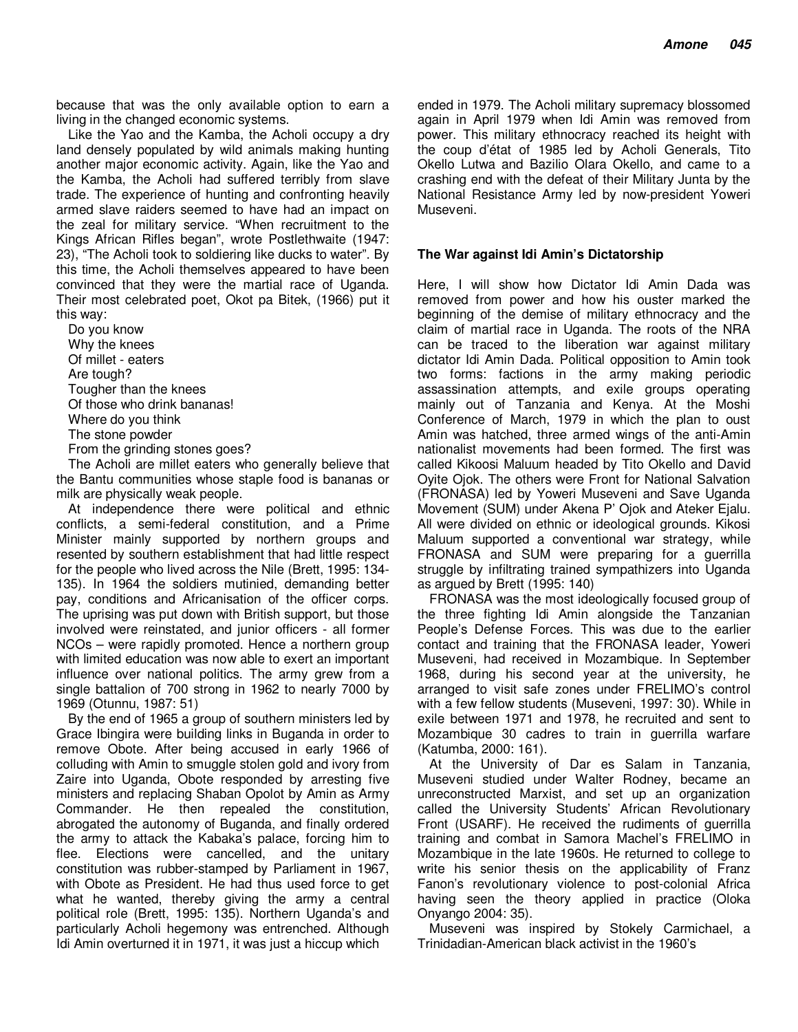because that was the only available option to earn a living in the changed economic systems.

Like the Yao and the Kamba, the Acholi occupy a dry land densely populated by wild animals making hunting another major economic activity. Again, like the Yao and the Kamba, the Acholi had suffered terribly from slave trade. The experience of hunting and confronting heavily armed slave raiders seemed to have had an impact on the zeal for military service. "When recruitment to the Kings African Rifles began", wrote Postlethwaite (1947: 23), "The Acholi took to soldiering like ducks to water". By this time, the Acholi themselves appeared to have been convinced that they were the martial race of Uganda. Their most celebrated poet, Okot pa Bitek, (1966) put it this way:

Do you know
Why the knees
Of millet - eaters
Are tough?
Tougher than the knees
Of those who drink bananas!
Where do you think
The stone powder
From the grinding stones goes?

The Acholi are millet eaters who generally believe that the Bantu communities whose staple food is bananas or milk are physically weak people.

At independence there were political and ethnic conflicts, a semi-federal constitution, and a Prime Minister mainly supported by northern groups and resented by southern establishment that had little respect for the people who lived across the Nile (Brett, 1995: 134-135). In 1964 the soldiers mutinied, demanding better pay, conditions and Africanisation of the officer corps. The uprising was put down with British support, but those involved were reinstated, and junior officers - all former NCOs – were rapidly promoted. Hence a northern group with limited education was now able to exert an important influence over national politics. The army grew from a single battalion of 700 strong in 1962 to nearly 7000 by 1969 (Otunnu, 1987: 51)

By the end of 1965 a group of southern ministers led by Grace Ibingira were building links in Buganda in order to remove Obote. After being accused in early 1966 of colluding with Amin to smuggle stolen gold and ivory from Zaire into Uganda, Obote responded by arresting five ministers and replacing Shaban Opolot by Amin as Army Commander. He then repealed the constitution, abrogated the autonomy of Buganda, and finally ordered the army to attack the Kabaka's palace, forcing him to flee. Elections were cancelled, and the unitary constitution was rubber-stamped by Parliament in 1967, with Obote as President. He had thus used force to get what he wanted, thereby giving the army a central political role (Brett, 1995: 135). Northern Uganda's and particularly Acholi hegemony was entrenched. Although Idi Amin overturned it in 1971, it was just a hiccup which ended in 1979. The Acholi military supremacy blossomed again in April 1979 when Idi Amin was removed from power. This military ethnocracy reached its height with the coup d'état of 1985 led by Acholi Generals, Tito Okello Lutwa and Bazilio Olara Okello, and came to a crashing end with the defeat of their Military Junta by the National Resistance Army led by now-president Yoweri Museveni.

## The War against Idi Amin's Dictatorship

Here, I will show how Dictator Idi Amin Dada was removed from power and how his ouster marked the beginning of the demise of military ethnocracy and the claim of martial race in Uganda. The roots of the NRA can be traced to the liberation war against military dictator Idi Amin Dada. Political opposition to Amin took two forms: factions in the army making periodic assassination attempts, and exile groups operating mainly out of Tanzania and Kenya. At the Moshi Conference of March, 1979 in which the plan to oust Amin was hatched, three armed wings of the anti-Amin nationalist movements had been formed. The first was called Kikoosi Maluum headed by Tito Okello and David Oyite Ojok. The others were Front for National Salvation (FRONASA) led by Yoweri Museveni and Save Uganda Movement (SUM) under Akena P' Ojok and Ateker Ejalu. All were divided on ethnic or ideological grounds. Kikosi Maluum supported a conventional war strategy, while FRONASA and SUM were preparing for a guerrilla struggle by infiltrating trained sympathizers into Uganda as argued by Brett (1995: 140)

FRONASA was the most ideologically focused group of the three fighting Idi Amin alongside the Tanzanian People's Defense Forces. This was due to the earlier contact and training that the FRONASA leader, Yoweri Museveni, had received in Mozambique. In September 1968, during his second year at the university, he arranged to visit safe zones under FRELIMO's control with a few fellow students (Museveni, 1997: 30). While in exile between 1971 and 1978, he recruited and sent to Mozambique 30 cadres to train in guerrilla warfare (Katumba, 2000: 161).

At the University of Dar es Salam in Tanzania, Museveni studied under Walter Rodney, became an unreconstructed Marxist, and set up an organization called the University Students' African Revolutionary Front (USARF). He received the rudiments of guerrilla training and combat in Samora Machel's FRELIMO in Mozambique in the late 1960s. He returned to college to write his senior thesis on the applicability of Franz Fanon's revolutionary violence to post-colonial Africa having seen the theory applied in practice (Oloka Onyango 2004: 35).

Museveni was inspired by Stokely Carmichael, a Trinidadian-American black activist in the 1960's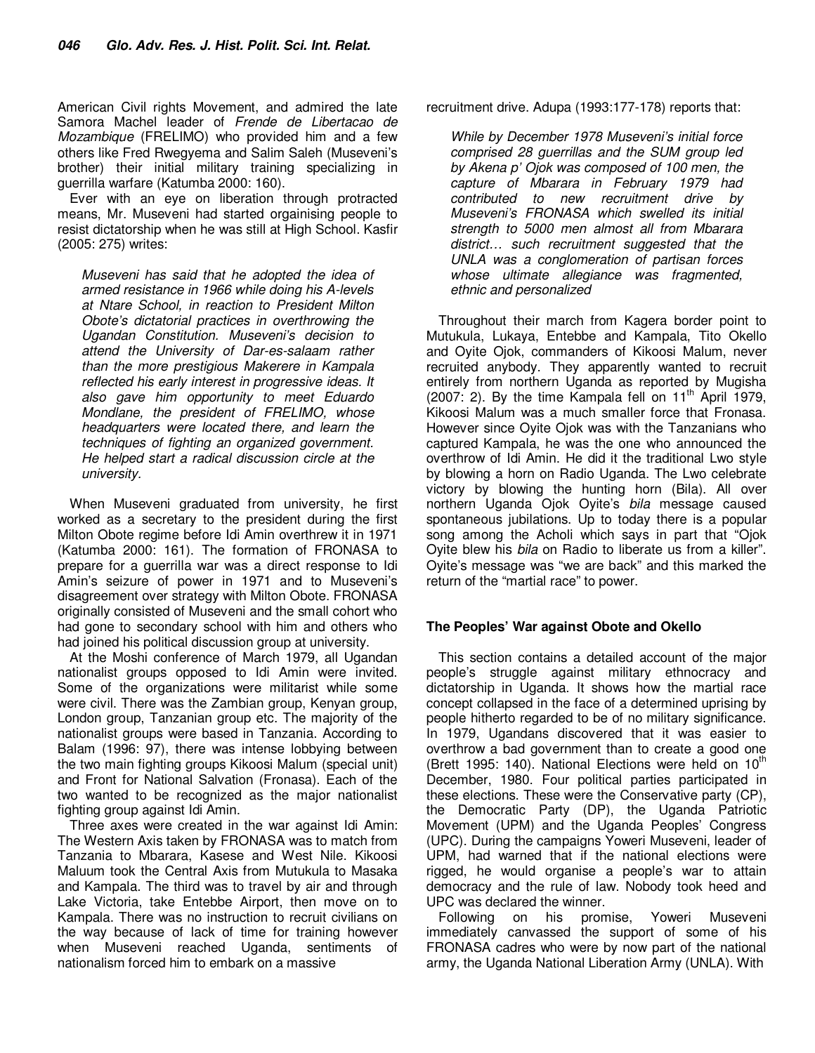American Civil rights Movement, and admired the late Samora Machel leader of *Frende de Libertacao de Mozambique* (FRELIMO) who provided him and a few others like Fred Rwegyema and Salim Saleh (Museveni's brother) their initial military training specializing in guerrilla warfare (Katumba 2000: 160).

Ever with an eye on liberation through protracted means, Mr. Museveni had started orgainising people to resist dictatorship when he was still at High School. Kasfir (2005: 275) writes:

> *Museveni has said that he adopted the idea of armed resistance in 1966 while doing his A-levels at Ntare School, in reaction to President Milton Obote's dictatorial practices in overthrowing the Ugandan Constitution. Museveni's decision to attend the University of Dar-es-salaam rather than the more prestigious Makerere in Kampala reflected his early interest in progressive ideas. It also gave him opportunity to meet Eduardo Mondlane, the president of FRELIMO, whose headquarters were located there, and learn the techniques of fighting an organized government. He helped start a radical discussion circle at the university.*

When Museveni graduated from university, he first worked as a secretary to the president during the first Milton Obote regime before Idi Amin overthrew it in 1971 (Katumba 2000: 161). The formation of FRONASA to prepare for a guerrilla war was a direct response to Idi Amin's seizure of power in 1971 and to Museveni's disagreement over strategy with Milton Obote. FRONASA originally consisted of Museveni and the small cohort who had gone to secondary school with him and others who had joined his political discussion group at university.

At the Moshi conference of March 1979, all Ugandan nationalist groups opposed to Idi Amin were invited. Some of the organizations were militarist while some were civil. There was the Zambian group, Kenyan group, London group, Tanzanian group etc. The majority of the nationalist groups were based in Tanzania. According to Balam (1996: 97), there was intense lobbying between the two main fighting groups Kikoosi Malum (special unit) and Front for National Salvation (Fronasa). Each of the two wanted to be recognized as the major nationalist fighting group against Idi Amin.

Three axes were created in the war against Idi Amin: The Western Axis taken by FRONASA was to match from Tanzania to Mbarara, Kasese and West Nile. Kikoosi Maluum took the Central Axis from Mutukula to Masaka and Kampala. The third was to travel by air and through Lake Victoria, take Entebbe Airport, then move on to Kampala. There was no instruction to recruit civilians on the way because of lack of time for training however when Museveni reached Uganda, sentiments of nationalism forced him to embark on a massive recruitment drive. Adupa (1993:177-178) reports that:

> *While by December 1978 Museveni's initial force comprised 28 guerrillas and the SUM group led by Akena p' Ojok was composed of 100 men, the capture of Mbarara in February 1979 had contributed to new recruitment drive by Museveni's FRONASA which swelled its initial strength to 5000 men almost all from Mbarara district… such recruitment suggested that the UNLA was a conglomeration of partisan forces whose ultimate allegiance was fragmented, ethnic and personalized*

Throughout their march from Kagera border point to Mutukula, Lukaya, Entebbe and Kampala, Tito Okello and Oyite Ojok, commanders of Kikoosi Malum, never recruited anybody. They apparently wanted to recruit entirely from northern Uganda as reported by Mugisha (2007: 2). By the time Kampala fell on 11th April 1979, Kikoosi Malum was a much smaller force that Fronasa. However since Oyite Ojok was with the Tanzanians who captured Kampala, he was the one who announced the overthrow of Idi Amin. He did it the traditional Lwo style by blowing a horn on Radio Uganda. The Lwo celebrate victory by blowing the hunting horn (Bila). All over northern Uganda Ojok Oyite's *bila* message caused spontaneous jubilations. Up to today there is a popular song among the Acholi which says in part that "Ojok Oyite blew his *bila* on Radio to liberate us from a killer". Oyite's message was "we are back" and this marked the return of the "martial race" to power.

## The Peoples' War against Obote and Okello

This section contains a detailed account of the major people's struggle against military ethnocracy and dictatorship in Uganda. It shows how the martial race concept collapsed in the face of a determined uprising by people hitherto regarded to be of no military significance. In 1979, Ugandans discovered that it was easier to overthrow a bad government than to create a good one (Brett 1995: 140). National Elections were held on 10th December, 1980. Four political parties participated in these elections. These were the Conservative party (CP), the Democratic Party (DP), the Uganda Patriotic Movement (UPM) and the Uganda Peoples' Congress (UPC). During the campaigns Yoweri Museveni, leader of UPM, had warned that if the national elections were rigged, he would organise a people's war to attain democracy and the rule of law. Nobody took heed and UPC was declared the winner.

Following on his promise, Yoweri Museveni immediately canvassed the support of some of his FRONASA cadres who were by now part of the national army, the Uganda National Liberation Army (UNLA). With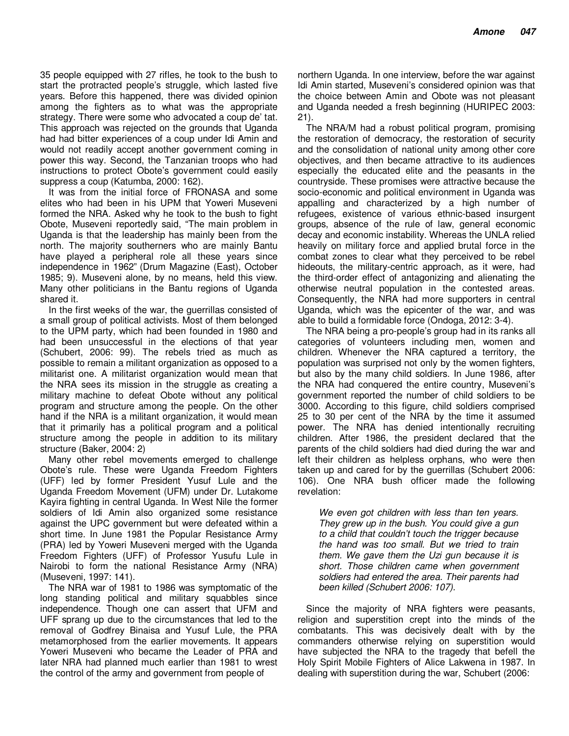35 people equipped with 27 rifles, he took to the bush to start the protracted people's struggle, which lasted five years. Before this happened, there was divided opinion among the fighters as to what was the appropriate strategy. There were some who advocated a coup de' tat. This approach was rejected on the grounds that Uganda had had bitter experiences of a coup under Idi Amin and would not readily accept another government coming in power this way. Second, the Tanzanian troops who had instructions to protect Obote's government could easily suppress a coup (Katumba, 2000: 162).

It was from the initial force of FRONASA and some elites who had been in his UPM that Yoweri Museveni formed the NRA. Asked why he took to the bush to fight Obote, Museveni reportedly said, "The main problem in Uganda is that the leadership has mainly been from the north. The majority southerners who are mainly Bantu have played a peripheral role all these years since independence in 1962" (Drum Magazine (East), October 1985; 9). Museveni alone, by no means, held this view. Many other politicians in the Bantu regions of Uganda shared it.

In the first weeks of the war, the guerrillas consisted of a small group of political activists. Most of them belonged to the UPM party, which had been founded in 1980 and had been unsuccessful in the elections of that year (Schubert, 2006: 99). The rebels tried as much as possible to remain a militant organization as opposed to a militarist one. A militarist organization would mean that the NRA sees its mission in the struggle as creating a military machine to defeat Obote without any political program and structure among the people. On the other hand if the NRA is a militant organization, it would mean that it primarily has a political program and a political structure among the people in addition to its military structure (Baker, 2004: 2)

Many other rebel movements emerged to challenge Obote's rule. These were Uganda Freedom Fighters (UFF) led by former President Yusuf Lule and the Uganda Freedom Movement (UFM) under Dr. Lutakome Kayira fighting in central Uganda. In West Nile the former soldiers of Idi Amin also organized some resistance against the UPC government but were defeated within a short time. In June 1981 the Popular Resistance Army (PRA) led by Yoweri Museveni merged with the Uganda Freedom Fighters (UFF) of Professor Yusufu Lule in Nairobi to form the national Resistance Army (NRA) (Museveni, 1997: 141).

The NRA war of 1981 to 1986 was symptomatic of the long standing political and military squabbles since independence. Though one can assert that UFM and UFF sprang up due to the circumstances that led to the removal of Godfrey Binaisa and Yusuf Lule, the PRA metamorphosed from the earlier movements. It appears Yoweri Museveni who became the Leader of PRA and later NRA had planned much earlier than 1981 to wrest the control of the army and government from people of northern Uganda. In one interview, before the war against Idi Amin started, Museveni's considered opinion was that the choice between Amin and Obote was not pleasant and Uganda needed a fresh beginning (HURIPEC 2003: 21).

The NRA/M had a robust political program, promising the restoration of democracy, the restoration of security and the consolidation of national unity among other core objectives, and then became attractive to its audiences especially the educated elite and the peasants in the countryside. These promises were attractive because the socio-economic and political environment in Uganda was appalling and characterized by a high number of refugees, existence of various ethnic-based insurgent groups, absence of the rule of law, general economic decay and economic instability. Whereas the UNLA relied heavily on military force and applied brutal force in the combat zones to clear what they perceived to be rebel hideouts, the military-centric approach, as it were, had the third-order effect of antagonizing and alienating the otherwise neutral population in the contested areas. Consequently, the NRA had more supporters in central Uganda, which was the epicenter of the war, and was able to build a formidable force (Ondoga, 2012: 3-4).

The NRA being a pro-people's group had in its ranks all categories of volunteers including men, women and children. Whenever the NRA captured a territory, the population was surprised not only by the women fighters, but also by the many child soldiers. In June 1986, after the NRA had conquered the entire country, Museveni's government reported the number of child soldiers to be 3000. According to this figure, child soldiers comprised 25 to 30 per cent of the NRA by the time it assumed power. The NRA has denied intentionally recruiting children. After 1986, the president declared that the parents of the child soldiers had died during the war and left their children as helpless orphans, who were then taken up and cared for by the guerrillas (Schubert 2006: 106). One NRA bush officer made the following revelation:

> *We even got children with less than ten years. They grew up in the bush. You could give a gun to a child that couldn't touch the trigger because the hand was too small. But we tried to train them. We gave them the Uzi gun because it is short. Those children came when government soldiers had entered the area. Their parents had been killed (Schubert 2006: 107).*

Since the majority of NRA fighters were peasants, religion and superstition crept into the minds of the combatants. This was decisively dealt with by the commanders otherwise relying on superstition would have subjected the NRA to the tragedy that befell the Holy Spirit Mobile Fighters of Alice Lakwena in 1987. In dealing with superstition during the war, Schubert (2006: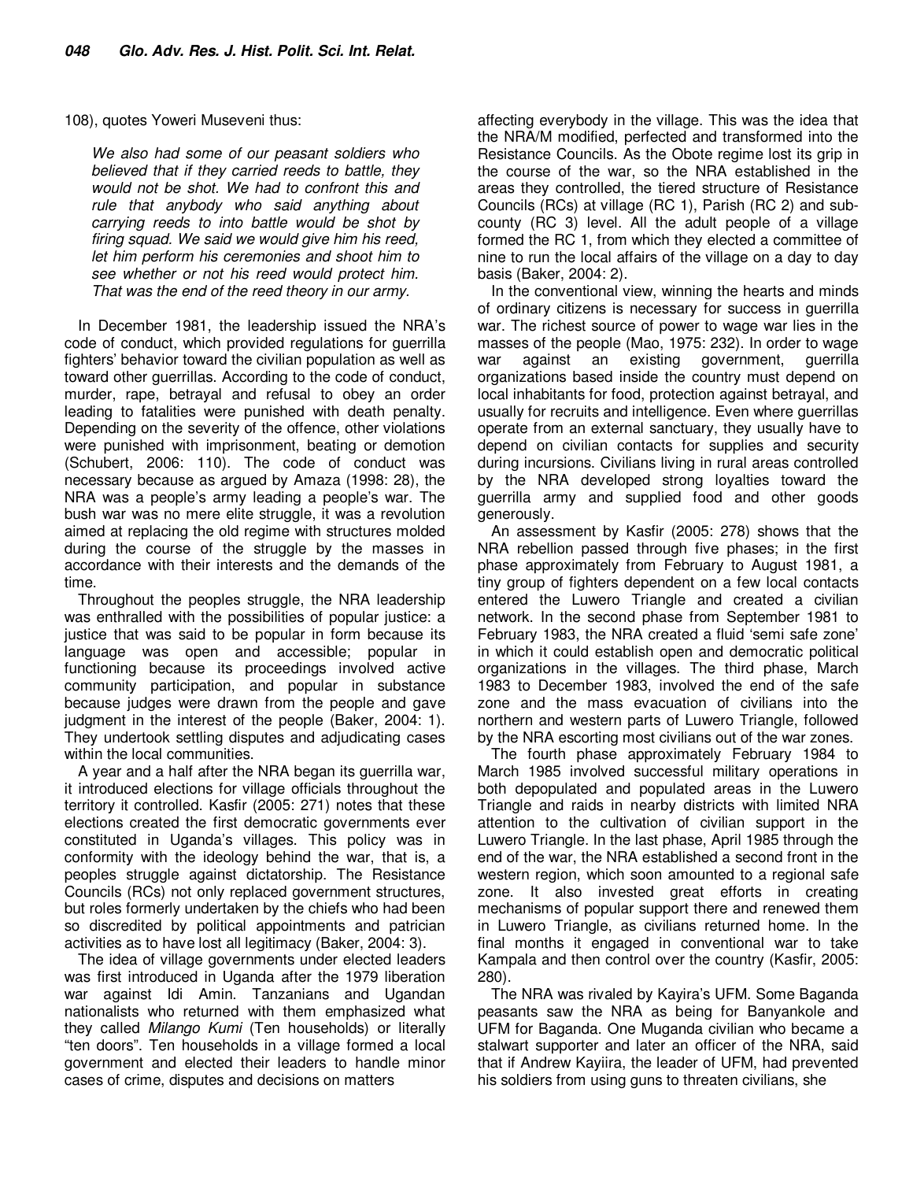108), quotes Yoweri Museveni thus:

> *We also had some of our peasant soldiers who believed that if they carried reeds to battle, they would not be shot. We had to confront this and rule that anybody who said anything about carrying reeds to into battle would be shot by firing squad. We said we would give him his reed, let him perform his ceremonies and shoot him to see whether or not his reed would protect him. That was the end of the reed theory in our army.*

In December 1981, the leadership issued the NRA's code of conduct, which provided regulations for guerrilla fighters' behavior toward the civilian population as well as toward other guerrillas. According to the code of conduct, murder, rape, betrayal and refusal to obey an order leading to fatalities were punished with death penalty. Depending on the severity of the offence, other violations were punished with imprisonment, beating or demotion (Schubert, 2006: 110). The code of conduct was necessary because as argued by Amaza (1998: 28), the NRA was a people's army leading a people's war. The bush war was no mere elite struggle, it was a revolution aimed at replacing the old regime with structures molded during the course of the struggle by the masses in accordance with their interests and the demands of the time.

Throughout the peoples struggle, the NRA leadership was enthralled with the possibilities of popular justice: a justice that was said to be popular in form because its language was open and accessible; popular in functioning because its proceedings involved active community participation, and popular in substance because judges were drawn from the people and gave judgment in the interest of the people (Baker, 2004: 1). They undertook settling disputes and adjudicating cases within the local communities.

A year and a half after the NRA began its guerrilla war, it introduced elections for village officials throughout the territory it controlled. Kasfir (2005: 271) notes that these elections created the first democratic governments ever constituted in Uganda's villages. This policy was in conformity with the ideology behind the war, that is, a peoples struggle against dictatorship. The Resistance Councils (RCs) not only replaced government structures, but roles formerly undertaken by the chiefs who had been so discredited by political appointments and patrician activities as to have lost all legitimacy (Baker, 2004: 3).

The idea of village governments under elected leaders was first introduced in Uganda after the 1979 liberation war against Idi Amin. Tanzanians and Ugandan nationalists who returned with them emphasized what they called *Milango Kumi* (Ten households) or literally "ten doors". Ten households in a village formed a local government and elected their leaders to handle minor cases of crime, disputes and decisions on matters affecting everybody in the village. This was the idea that the NRA/M modified, perfected and transformed into the Resistance Councils. As the Obote regime lost its grip in the course of the war, so the NRA established in the areas they controlled, the tiered structure of Resistance Councils (RCs) at village (RC 1), Parish (RC 2) and sub-county (RC 3) level. All the adult people of a village formed the RC 1, from which they elected a committee of nine to run the local affairs of the village on a day to day basis (Baker, 2004: 2).

In the conventional view, winning the hearts and minds of ordinary citizens is necessary for success in guerrilla war. The richest source of power to wage war lies in the masses of the people (Mao, 1975: 232). In order to wage war against an existing government, guerrilla organizations based inside the country must depend on local inhabitants for food, protection against betrayal, and usually for recruits and intelligence. Even where guerrillas operate from an external sanctuary, they usually have to depend on civilian contacts for supplies and security during incursions. Civilians living in rural areas controlled by the NRA developed strong loyalties toward the guerrilla army and supplied food and other goods generously.

An assessment by Kasfir (2005: 278) shows that the NRA rebellion passed through five phases; in the first phase approximately from February to August 1981, a tiny group of fighters dependent on a few local contacts entered the Luwero Triangle and created a civilian network. In the second phase from September 1981 to February 1983, the NRA created a fluid 'semi safe zone' in which it could establish open and democratic political organizations in the villages. The third phase, March 1983 to December 1983, involved the end of the safe zone and the mass evacuation of civilians into the northern and western parts of Luwero Triangle, followed by the NRA escorting most civilians out of the war zones.

The fourth phase approximately February 1984 to March 1985 involved successful military operations in both depopulated and populated areas in the Luwero Triangle and raids in nearby districts with limited NRA attention to the cultivation of civilian support in the Luwero Triangle. In the last phase, April 1985 through the end of the war, the NRA established a second front in the western region, which soon amounted to a regional safe zone. It also invested great efforts in creating mechanisms of popular support there and renewed them in Luwero Triangle, as civilians returned home. In the final months it engaged in conventional war to take Kampala and then control over the country (Kasfir, 2005: 280).

The NRA was rivaled by Kayira's UFM. Some Baganda peasants saw the NRA as being for Banyankole and UFM for Baganda. One Muganda civilian who became a stalwart supporter and later an officer of the NRA, said that if Andrew Kayiira, the leader of UFM, had prevented his soldiers from using guns to threaten civilians, she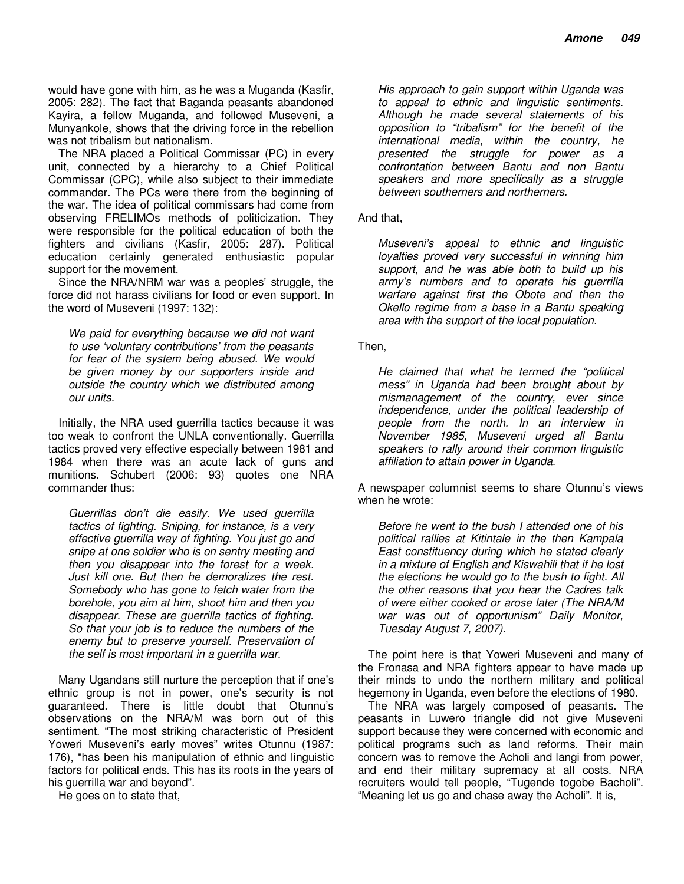would have gone with him, as he was a Muganda (Kasfir, 2005: 282). The fact that Baganda peasants abandoned Kayira, a fellow Muganda, and followed Museveni, a Munyankole, shows that the driving force in the rebellion was not tribalism but nationalism.

The NRA placed a Political Commissar (PC) in every unit, connected by a hierarchy to a Chief Political Commissar (CPC), while also subject to their immediate commander. The PCs were there from the beginning of the war. The idea of political commissars had come from observing FRELIMOs methods of politicization. They were responsible for the political education of both the fighters and civilians (Kasfir, 2005: 287). Political education certainly generated enthusiastic popular support for the movement.

Since the NRA/NRM war was a peoples' struggle, the force did not harass civilians for food or even support. In the word of Museveni (1997: 132):

> *We paid for everything because we did not want to use 'voluntary contributions' from the peasants for fear of the system being abused. We would be given money by our supporters inside and outside the country which we distributed among our units.*

Initially, the NRA used guerrilla tactics because it was too weak to confront the UNLA conventionally. Guerrilla tactics proved very effective especially between 1981 and 1984 when there was an acute lack of guns and munitions. Schubert (2006: 93) quotes one NRA commander thus:

> *Guerrillas don't die easily. We used guerrilla tactics of fighting. Sniping, for instance, is a very effective guerrilla way of fighting. You just go and snipe at one soldier who is on sentry meeting and then you disappear into the forest for a week. Just kill one. But then he demoralizes the rest. Somebody who has gone to fetch water from the borehole, you aim at him, shoot him and then you disappear. These are guerrilla tactics of fighting. So that your job is to reduce the numbers of the enemy but to preserve yourself. Preservation of the self is most important in a guerrilla war.*

Many Ugandans still nurture the perception that if one's ethnic group is not in power, one's security is not guaranteed. There is little doubt that Otunnu's observations on the NRA/M was born out of this sentiment. "The most striking characteristic of President Yoweri Museveni's early moves" writes Otunnu (1987: 176), "has been his manipulation of ethnic and linguistic factors for political ends. This has its roots in the years of his guerrilla war and beyond".

He goes on to state that,

> *His approach to gain support within Uganda was to appeal to ethnic and linguistic sentiments. Although he made several statements of his opposition to "tribalism" for the benefit of the international media, within the country, he presented the struggle for power as a confrontation between Bantu and non Bantu speakers and more specifically as a struggle between southerners and northerners.*

And that,

> *Museveni's appeal to ethnic and linguistic loyalties proved very successful in winning him support, and he was able both to build up his army's numbers and to operate his guerrilla warfare against first the Obote and then the Okello regime from a base in a Bantu speaking area with the support of the local population.*

Then,

> *He claimed that what he termed the "political mess" in Uganda had been brought about by mismanagement of the country, ever since independence, under the political leadership of people from the north. In an interview in November 1985, Museveni urged all Bantu speakers to rally around their common linguistic affiliation to attain power in Uganda.*

A newspaper columnist seems to share Otunnu's views when he wrote:

> *Before he went to the bush I attended one of his political rallies at Kitintale in the then Kampala East constituency during which he stated clearly in a mixture of English and Kiswahili that if he lost the elections he would go to the bush to fight. All the other reasons that you hear the Cadres talk of were either cooked or arose later (The NRA/M war was out of opportunism" Daily Monitor, Tuesday August 7, 2007).*

The point here is that Yoweri Museveni and many of the Fronasa and NRA fighters appear to have made up their minds to undo the northern military and political hegemony in Uganda, even before the elections of 1980.

The NRA was largely composed of peasants. The peasants in Luwero triangle did not give Museveni support because they were concerned with economic and political programs such as land reforms. Their main concern was to remove the Acholi and langi from power, and end their military supremacy at all costs. NRA recruiters would tell people, "Tugende togobe Bacholi". "Meaning let us go and chase away the Acholi". It is,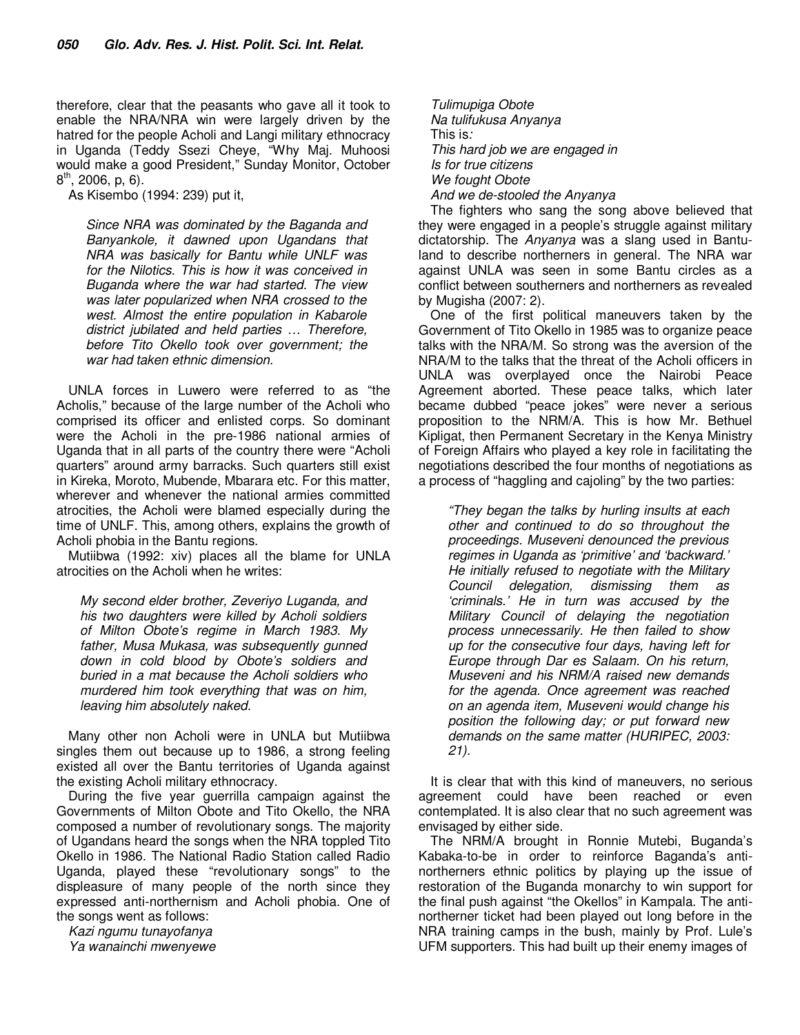therefore, clear that the peasants who gave all it took to enable the NRA/NRA win were largely driven by the hatred for the people Acholi and Langi military ethnocracy in Uganda (Teddy Ssezi Cheye, "Why Maj. Muhoosi would make a good President," Sunday Monitor, October 8th, 2006, p, 6).

As Kisembo (1994: 239) put it,

> *Since NRA was dominated by the Baganda and Banyankole, it dawned upon Ugandans that NRA was basically for Bantu while UNLF was for the Nilotics. This is how it was conceived in Buganda where the war had started. The view was later popularized when NRA crossed to the west. Almost the entire population in Kabarole district jubilated and held parties … Therefore, before Tito Okello took over government; the war had taken ethnic dimension.*

UNLA forces in Luwero were referred to as "the Acholis," because of the large number of the Acholi who comprised its officer and enlisted corps. So dominant were the Acholi in the pre-1986 national armies of Uganda that in all parts of the country there were "Acholi quarters" around army barracks. Such quarters still exist in Kireka, Moroto, Mubende, Mbarara etc. For this matter, wherever and whenever the national armies committed atrocities, the Acholi were blamed especially during the time of UNLF. This, among others, explains the growth of Acholi phobia in the Bantu regions.

Mutiibwa (1992: xiv) places all the blame for UNLA atrocities on the Acholi when he writes:

> *My second elder brother, Zeveriyo Luganda, and his two daughters were killed by Acholi soldiers of Milton Obote's regime in March 1983. My father, Musa Mukasa, was subsequently gunned down in cold blood by Obote's soldiers and buried in a mat because the Acholi soldiers who murdered him took everything that was on him, leaving him absolutely naked.*

Many other non Acholi were in UNLA but Mutiibwa singles them out because up to 1986, a strong feeling existed all over the Bantu territories of Uganda against the existing Acholi military ethnocracy.

During the five year guerrilla campaign against the Governments of Milton Obote and Tito Okello, the NRA composed a number of revolutionary songs. The majority of Ugandans heard the songs when the NRA toppled Tito Okello in 1986. The National Radio Station called Radio Uganda, played these "revolutionary songs" to the displeasure of many people of the north since they expressed anti-northernism and Acholi phobia. One of the songs went as follows:

*Kazi ngumu tunayofanya*
*Ya wanainchi mwenyewe*
*Tulimupiga Obote*
*Na tulifukusa Anyanya*
This is:
*This hard job we are engaged in*
*Is for true citizens*
*We fought Obote*
*And we de-stooled the Anyanya*

The fighters who sang the song above believed that they were engaged in a people's struggle against military dictatorship. The *Anyanya* was a slang used in Bantu-land to describe northerners in general. The NRA war against UNLA was seen in some Bantu circles as a conflict between southerners and northerners as revealed by Mugisha (2007: 2).

One of the first political maneuvers taken by the Government of Tito Okello in 1985 was to organize peace talks with the NRA/M. So strong was the aversion of the NRA/M to the talks that the threat of the Acholi officers in UNLA was overplayed once the Nairobi Peace Agreement aborted. These peace talks, which later became dubbed "peace jokes" were never a serious proposition to the NRM/A. This is how Mr. Bethuel Kipligat, then Permanent Secretary in the Kenya Ministry of Foreign Affairs who played a key role in facilitating the negotiations described the four months of negotiations as a process of "haggling and cajoling" by the two parties:

> *"They began the talks by hurling insults at each other and continued to do so throughout the proceedings. Museveni denounced the previous regimes in Uganda as 'primitive' and 'backward.' He initially refused to negotiate with the Military Council delegation, dismissing them as 'criminals.' He in turn was accused by the Military Council of delaying the negotiation process unnecessarily. He then failed to show up for the consecutive four days, having left for Europe through Dar es Salaam. On his return, Museveni and his NRM/A raised new demands for the agenda. Once agreement was reached on an agenda item, Museveni would change his position the following day; or put forward new demands on the same matter (HURIPEC, 2003: 21).*

It is clear that with this kind of maneuvers, no serious agreement could have been reached or even contemplated. It is also clear that no such agreement was envisaged by either side.

The NRM/A brought in Ronnie Mutebi, Buganda's Kabaka-to-be in order to reinforce Baganda's anti-northerners ethnic politics by playing up the issue of restoration of the Buganda monarchy to win support for the final push against "the Okellos" in Kampala. The anti-northerner ticket had been played out long before in the NRA training camps in the bush, mainly by Prof. Lule's UFM supporters. This had built up their enemy images of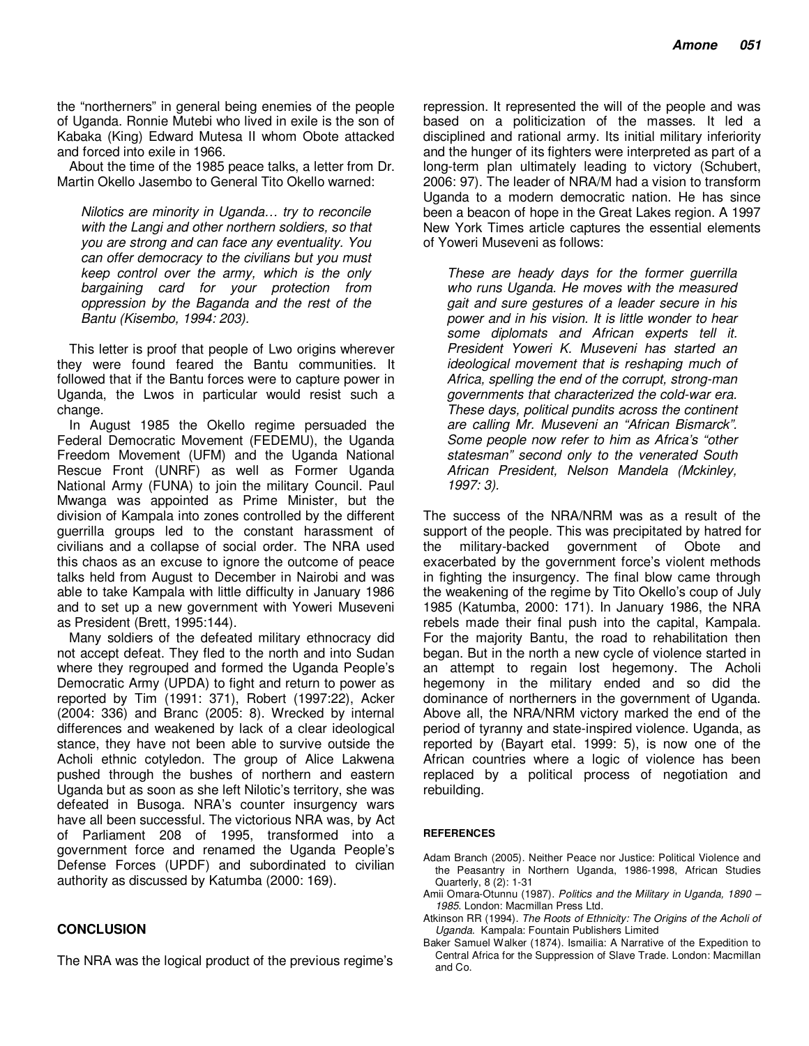the "northerners" in general being enemies of the people of Uganda. Ronnie Mutebi who lived in exile is the son of Kabaka (King) Edward Mutesa II whom Obote attacked and forced into exile in 1966.

About the time of the 1985 peace talks, a letter from Dr. Martin Okello Jasembo to General Tito Okello warned:

> *Nilotics are minority in Uganda… try to reconcile with the Langi and other northern soldiers, so that you are strong and can face any eventuality. You can offer democracy to the civilians but you must keep control over the army, which is the only bargaining card for your protection from oppression by the Baganda and the rest of the Bantu (Kisembo, 1994: 203).*

This letter is proof that people of Lwo origins wherever they were found feared the Bantu communities. It followed that if the Bantu forces were to capture power in Uganda, the Lwos in particular would resist such a change.

In August 1985 the Okello regime persuaded the Federal Democratic Movement (FEDEMU), the Uganda Freedom Movement (UFM) and the Uganda National Rescue Front (UNRF) as well as Former Uganda National Army (FUNA) to join the military Council. Paul Mwanga was appointed as Prime Minister, but the division of Kampala into zones controlled by the different guerrilla groups led to the constant harassment of civilians and a collapse of social order. The NRA used this chaos as an excuse to ignore the outcome of peace talks held from August to December in Nairobi and was able to take Kampala with little difficulty in January 1986 and to set up a new government with Yoweri Museveni as President (Brett, 1995:144).

Many soldiers of the defeated military ethnocracy did not accept defeat. They fled to the north and into Sudan where they regrouped and formed the Uganda People's Democratic Army (UPDA) to fight and return to power as reported by Tim (1991: 371), Robert (1997:22), Acker (2004: 336) and Branc (2005: 8). Wrecked by internal differences and weakened by lack of a clear ideological stance, they have not been able to survive outside the Acholi ethnic cotyledon. The group of Alice Lakwena pushed through the bushes of northern and eastern Uganda but as soon as she left Nilotic's territory, she was defeated in Busoga. NRA's counter insurgency wars have all been successful. The victorious NRA was, by Act of Parliament 208 of 1995, transformed into a government force and renamed the Uganda People's Defense Forces (UPDF) and subordinated to civilian authority as discussed by Katumba (2000: 169).

## CONCLUSION

The NRA was the logical product of the previous regime's repression. It represented the will of the people and was based on a politicization of the masses. It led a disciplined and rational army. Its initial military inferiority and the hunger of its fighters were interpreted as part of a long-term plan ultimately leading to victory (Schubert, 2006: 97). The leader of NRA/M had a vision to transform Uganda to a modern democratic nation. He has since been a beacon of hope in the Great Lakes region. A 1997 New York Times article captures the essential elements of Yoweri Museveni as follows:

> *These are heady days for the former guerrilla who runs Uganda. He moves with the measured gait and sure gestures of a leader secure in his power and in his vision. It is little wonder to hear some diplomats and African experts tell it. President Yoweri K. Museveni has started an ideological movement that is reshaping much of Africa, spelling the end of the corrupt, strong-man governments that characterized the cold-war era. These days, political pundits across the continent are calling Mr. Museveni an "African Bismarck". Some people now refer to him as Africa's "other statesman" second only to the venerated South African President, Nelson Mandela (Mckinley, 1997: 3).*

The success of the NRA/NRM was as a result of the support of the people. This was precipitated by hatred for the military-backed government of Obote and exacerbated by the government force's violent methods in fighting the insurgency. The final blow came through the weakening of the regime by Tito Okello's coup of July 1985 (Katumba, 2000: 171). In January 1986, the NRA rebels made their final push into the capital, Kampala. For the majority Bantu, the road to rehabilitation then began. But in the north a new cycle of violence started in an attempt to regain lost hegemony. The Acholi hegemony in the military ended and so did the dominance of northerners in the government of Uganda. Above all, the NRA/NRM victory marked the end of the period of tyranny and state-inspired violence. Uganda, as reported by (Bayart etal. 1999: 5), is now one of the African countries where a logic of violence has been replaced by a political process of negotiation and rebuilding.

## REFERENCES

Adam Branch (2005). Neither Peace nor Justice: Political Violence and the Peasantry in Northern Uganda, 1986-1998, African Studies Quarterly, 8 (2): 1-31

Amii Omara-Otunnu (1987). *Politics and the Military in Uganda, 1890 – 1985*. London: Macmillan Press Ltd.

Atkinson RR (1994). *The Roots of Ethnicity: The Origins of the Acholi of Uganda*. Kampala: Fountain Publishers Limited

Baker Samuel Walker (1874). Ismailia: A Narrative of the Expedition to Central Africa for the Suppression of Slave Trade. London: Macmillan and Co.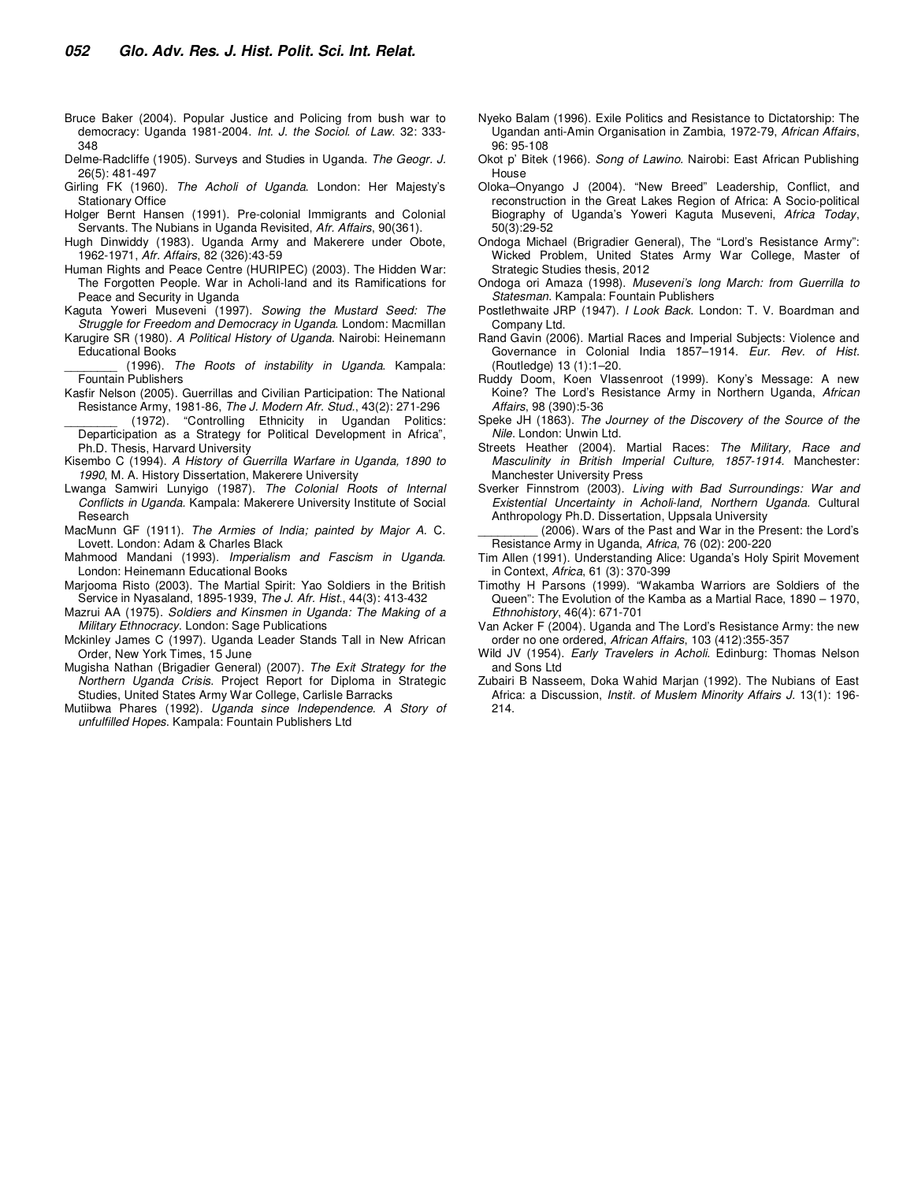Bruce Baker (2004). Popular Justice and Policing from bush war to democracy: Uganda 1981-2004. *Int. J. the Sociol. of Law.* 32: 333-348

Delme-Radcliffe (1905). Surveys and Studies in Uganda. *The Geogr. J.* 26(5): 481-497

Girling FK (1960). *The Acholi of Uganda.* London: Her Majesty's Stationary Office

Holger Bernt Hansen (1991). Pre-colonial Immigrants and Colonial Servants. The Nubians in Uganda Revisited, *Afr. Affairs*, 90(361).

Hugh Dinwiddy (1983). Uganda Army and Makerere under Obote, 1962-1971, *Afr. Affairs*, 82 (326):43-59

Human Rights and Peace Centre (HURIPEC) (2003). The Hidden War: The Forgotten People. War in Acholi-land and its Ramifications for Peace and Security in Uganda

Kaguta Yoweri Museveni (1997). *Sowing the Mustard Seed: The Struggle for Freedom and Democracy in Uganda.* Londom: Macmillan

Karugire SR (1980). *A Political History of Uganda.* Nairobi: Heinemann Educational Books

________ (1996). *The Roots of instability in Uganda.* Kampala: Fountain Publishers

Kasfir Nelson (2005). Guerrillas and Civilian Participation: The National Resistance Army, 1981-86, *The J. Modern Afr. Stud.*, 43(2): 271-296

________ (1972). "Controlling Ethnicity in Ugandan Politics: Departicipation as a Strategy for Political Development in Africa", Ph.D. Thesis, Harvard University

Kisembo C (1994). *A History of Guerrilla Warfare in Uganda, 1890 to 1990*, M. A. History Dissertation, Makerere University

Lwanga Samwiri Lunyigo (1987). *The Colonial Roots of Internal Conflicts in Uganda.* Kampala: Makerere University Institute of Social Research

MacMunn GF (1911). *The Armies of India; painted by Major A.* C. Lovett. London: Adam & Charles Black

Mahmood Mandani (1993). *Imperialism and Fascism in Uganda.* London: Heinemann Educational Books

Marjooma Risto (2003). The Martial Spirit: Yao Soldiers in the British Service in Nyasaland, 1895-1939, *The J. Afr. Hist.*, 44(3): 413-432

Mazrui AA (1975). *Soldiers and Kinsmen in Uganda: The Making of a Military Ethnocracy.* London: Sage Publications

Mckinley James C (1997). Uganda Leader Stands Tall in New African Order, New York Times, 15 June

Mugisha Nathan (Brigadier General) (2007). *The Exit Strategy for the Northern Uganda Crisis.* Project Report for Diploma in Strategic Studies, United States Army War College, Carlisle Barracks

Mutiibwa Phares (1992). *Uganda since Independence. A Story of unfulfilled Hopes.* Kampala: Fountain Publishers Ltd

Nyeko Balam (1996). Exile Politics and Resistance to Dictatorship: The Ugandan anti-Amin Organisation in Zambia, 1972-79, *African Affairs*, 96: 95-108

Okot p' Bitek (1966). *Song of Lawino.* Nairobi: East African Publishing House

Oloka–Onyango J (2004). "New Breed" Leadership, Conflict, and reconstruction in the Great Lakes Region of Africa: A Socio-political Biography of Uganda's Yoweri Kaguta Museveni, *Africa Today*, 50(3):29-52

Ondoga Michael (Brigradier General), The "Lord's Resistance Army": Wicked Problem, United States Army War College, Master of Strategic Studies thesis, 2012

Ondoga ori Amaza (1998). *Museveni's long March: from Guerrilla to Statesman.* Kampala: Fountain Publishers

Postlethwaite JRP (1947). *I Look Back.* London: T. V. Boardman and Company Ltd.

Rand Gavin (2006). Martial Races and Imperial Subjects: Violence and Governance in Colonial India 1857–1914. *Eur. Rev. of Hist.* (Routledge) 13 (1):1–20.

Ruddy Doom, Koen Vlassenroot (1999). Kony's Message: A new Koine? The Lord's Resistance Army in Northern Uganda, *African Affairs*, 98 (390):5-36

Speke JH (1863). *The Journey of the Discovery of the Source of the Nile.* London: Unwin Ltd.

Streets Heather (2004). Martial Races: *The Military, Race and Masculinity in British Imperial Culture, 1857-1914.* Manchester: Manchester University Press

Sverker Finnstrom (2003). *Living with Bad Surroundings: War and Existential Uncertainty in Acholi-land, Northern Uganda.* Cultural Anthropology Ph.D. Dissertation, Uppsala University

_________ (2006). Wars of the Past and War in the Present: the Lord's Resistance Army in Uganda, *Africa*, 76 (02): 200-220

Tim Allen (1991). Understanding Alice: Uganda's Holy Spirit Movement in Context, *Africa*, 61 (3): 370-399

Timothy H Parsons (1999). "Wakamba Warriors are Soldiers of the Queen": The Evolution of the Kamba as a Martial Race, 1890 – 1970, *Ethnohistory*, 46(4): 671-701

Van Acker F (2004). Uganda and The Lord's Resistance Army: the new order no one ordered, *African Affairs*, 103 (412):355-357

Wild JV (1954). *Early Travelers in Acholi.* Edinburg: Thomas Nelson and Sons Ltd

Zubairi B Nasseem, Doka Wahid Marjan (1992). The Nubians of East Africa: a Discussion, *Instit. of Muslem Minority Affairs J.* 13(1): 196-214.